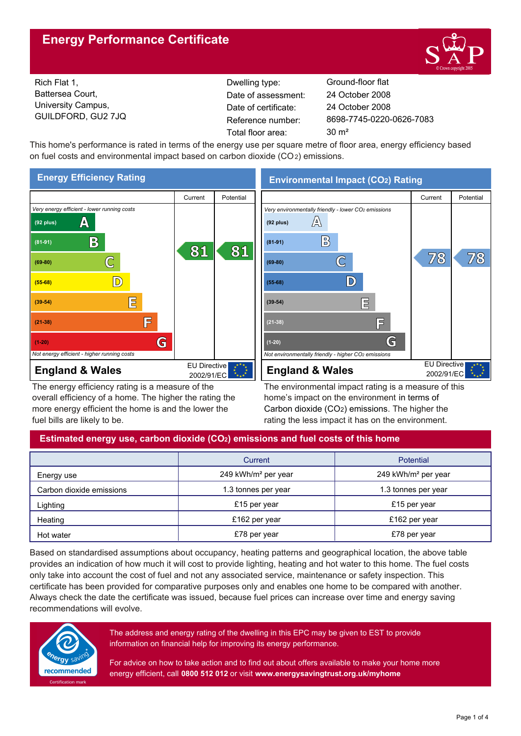# Energy Performance Certificate

Rich Flat 1,
Battersea Court,
University Campus,
GUILDFORD, GU2 7JQ

| | |
|---|---|
| Dwelling type: | Ground-floor flat |
| Date of assessment: | 24 October 2008 |
| Date of certificate: | 24 October 2008 |
| Reference number: | 8698-7745-0220-0626-7083 |
| Total floor area: | 30 m² |

This home's performance is rated in terms of the energy use per square metre of floor area, energy efficiency based on fuel costs and environmental impact based on carbon dioxide ($CO_2$) emissions.

## Energy Efficiency Rating

| | Current | Potential |
|---|---|---|
| *Very energy efficient - lower running costs* | | |
| (92 plus) A | | |
| (81-91) B | 81 | 81 |
| (69-80) C | | |
| (55-68) D | | |
| (39-54) E | | |
| (21-38) F | | |
| (1-20) G | | |
| *Not energy efficient - higher running costs* | | |

**England & Wales** — EU Directive 2002/91/EC

The energy efficiency rating is a measure of the overall efficiency of a home. The higher the rating the more energy efficient the home is and the lower the fuel bills are likely to be.

## Environmental Impact ($CO_2$) Rating

| | Current | Potential |
|---|---|---|
| *Very environmentally friendly - lower $CO_2$ emissions* | | |
| (92 plus) A | | |
| (81-91) B | | |
| (69-80) C | 78 | 78 |
| (55-68) D | | |
| (39-54) E | | |
| (21-38) F | | |
| (1-20) G | | |
| *Not environmentally friendly - higher $CO_2$ emissions* | | |

**England & Wales** — EU Directive 2002/91/EC

The environmental impact rating is a measure of this home's impact on the environment in terms of Carbon dioxide ($CO_2$) emissions. The higher the rating the less impact it has on the environment.

## Estimated energy use, carbon dioxide ($CO_2$) emissions and fuel costs of this home

| | Current | Potential |
|---|---|---|
| Energy use | 249 kWh/m² per year | 249 kWh/m² per year |
| Carbon dioxide emissions | 1.3 tonnes per year | 1.3 tonnes per year |
| Lighting | £15 per year | £15 per year |
| Heating | £162 per year | £162 per year |
| Hot water | £78 per year | £78 per year |

Based on standardised assumptions about occupancy, heating patterns and geographical location, the above table provides an indication of how much it will cost to provide lighting, heating and hot water to this home. The fuel costs only take into account the cost of fuel and not any associated service, maintenance or safety inspection. This certificate has been provided for comparative purposes only and enables one home to be compared with another. Always check the date the certificate was issued, because fuel prices can increase over time and energy saving recommendations will evolve.

energy saving recommended — Certification mark

The address and energy rating of the dwelling in this EPC may be given to EST to provide information on financial help for improving its energy performance.

For advice on how to take action and to find out about offers available to make your home more energy efficient, call **0800 512 012** or visit **www.energysavingtrust.org.uk/myhome**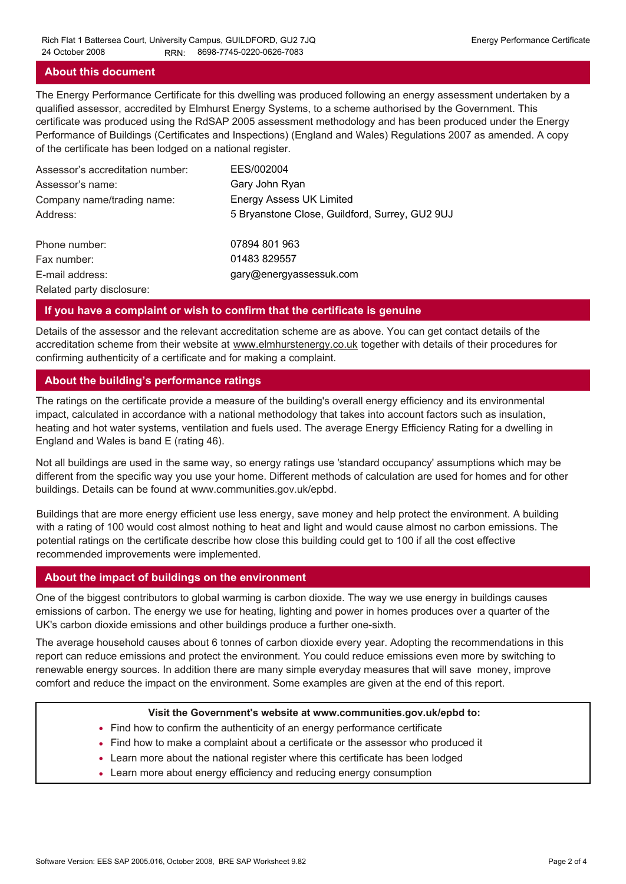## About this document

The Energy Performance Certificate for this dwelling was produced following an energy assessment undertaken by a qualified assessor, accredited by Elmhurst Energy Systems, to a scheme authorised by the Government. This certificate was produced using the RdSAP 2005 assessment methodology and has been produced under the Energy Performance of Buildings (Certificates and Inspections) (England and Wales) Regulations 2007 as amended. A copy of the certificate has been lodged on a national register.

| | |
|---|---|
| Assessor's accreditation number: | EES/002004 |
| Assessor's name: | Gary John Ryan |
| Company name/trading name: | Energy Assess UK Limited |
| Address: | 5 Bryanstone Close, Guildford, Surrey, GU2 9UJ |
| Phone number: | 07894 801 963 |
| Fax number: | 01483 829557 |
| E-mail address: | gary@energyassessuk.com |
| Related party disclosure: | |

## If you have a complaint or wish to confirm that the certificate is genuine

Details of the assessor and the relevant accreditation scheme are as above. You can get contact details of the accreditation scheme from their website at www.elmhurstenergy.co.uk together with details of their procedures for confirming authenticity of a certificate and for making a complaint.

## About the building's performance ratings

The ratings on the certificate provide a measure of the building's overall energy efficiency and its environmental impact, calculated in accordance with a national methodology that takes into account factors such as insulation, heating and hot water systems, ventilation and fuels used. The average Energy Efficiency Rating for a dwelling in England and Wales is band E (rating 46).

Not all buildings are used in the same way, so energy ratings use 'standard occupancy' assumptions which may be different from the specific way you use your home. Different methods of calculation are used for homes and for other buildings. Details can be found at www.communities.gov.uk/epbd.

Buildings that are more energy efficient use less energy, save money and help protect the environment. A building with a rating of 100 would cost almost nothing to heat and light and would cause almost no carbon emissions. The potential ratings on the certificate describe how close this building could get to 100 if all the cost effective recommended improvements were implemented.

## About the impact of buildings on the environment

One of the biggest contributors to global warming is carbon dioxide. The way we use energy in buildings causes emissions of carbon. The energy we use for heating, lighting and power in homes produces over a quarter of the UK's carbon dioxide emissions and other buildings produce a further one-sixth.

The average household causes about 6 tonnes of carbon dioxide every year. Adopting the recommendations in this report can reduce emissions and protect the environment. You could reduce emissions even more by switching to renewable energy sources. In addition there are many simple everyday measures that will save money, improve comfort and reduce the impact on the environment. Some examples are given at the end of this report.

**Visit the Government's website at www.communities.gov.uk/epbd to:**

- Find how to confirm the authenticity of an energy performance certificate
- Find how to make a complaint about a certificate or the assessor who produced it
- Learn more about the national register where this certificate has been lodged
- Learn more about energy efficiency and reducing energy consumption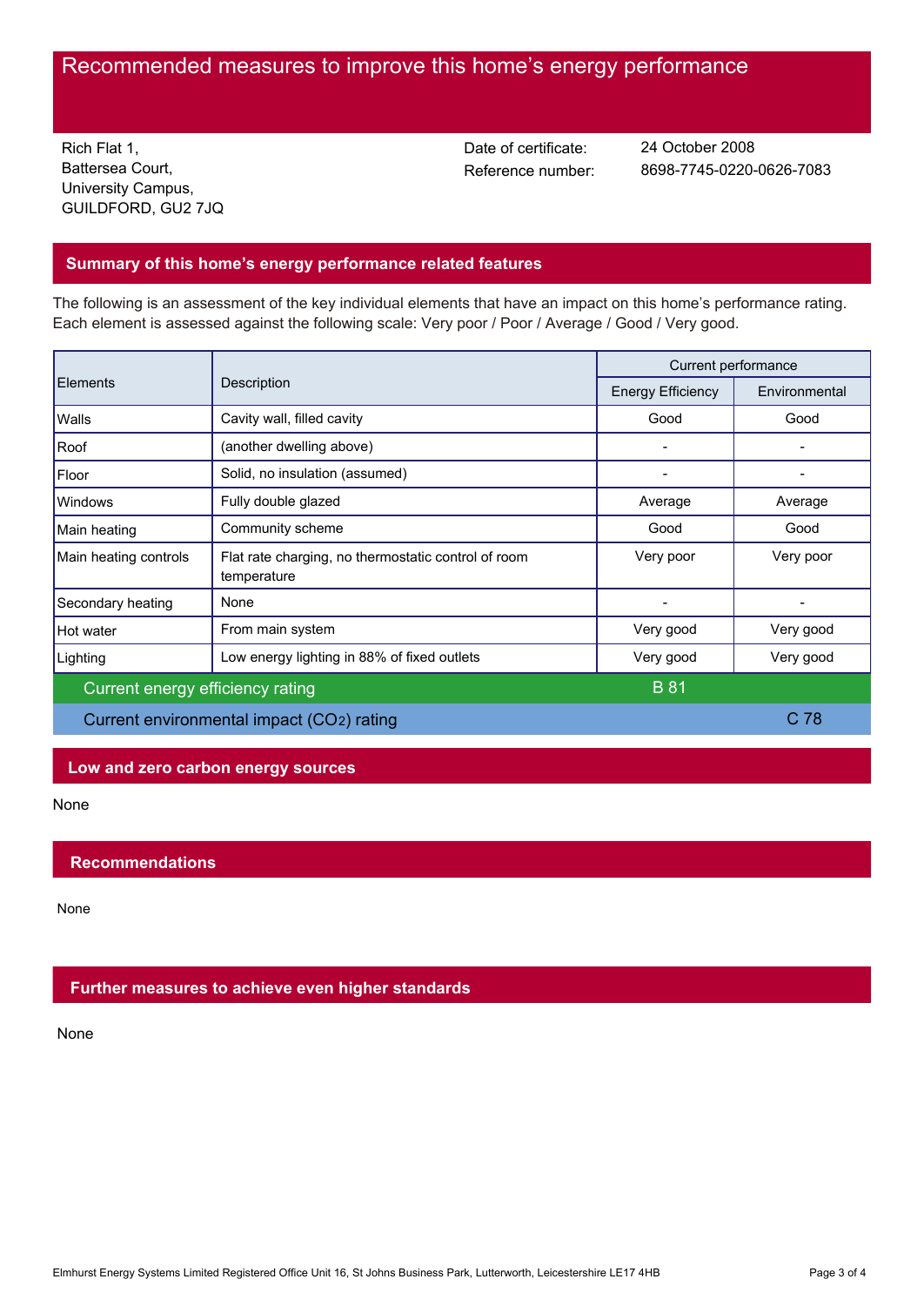# Recommended measures to improve this home's energy performance

Rich Flat 1,
Battersea Court,
University Campus,
GUILDFORD, GU2 7JQ

Date of certificate: 24 October 2008
Reference number: 8698-7745-0220-0626-7083

## Summary of this home's energy performance related features

The following is an assessment of the key individual elements that have an impact on this home's performance rating. Each element is assessed against the following scale: Very poor / Poor / Average / Good / Very good.

| Elements | Description | Current performance | |
|---|---|---|---|
| | | Energy Efficiency | Environmental |
| Walls | Cavity wall, filled cavity | Good | Good |
| Roof | (another dwelling above) | - | - |
| Floor | Solid, no insulation (assumed) | - | - |
| Windows | Fully double glazed | Average | Average |
| Main heating | Community scheme | Good | Good |
| Main heating controls | Flat rate charging, no thermostatic control of room temperature | Very poor | Very poor |
| Secondary heating | None | - | - |
| Hot water | From main system | Very good | Very good |
| Lighting | Low energy lighting in 88% of fixed outlets | Very good | Very good |
| Current energy efficiency rating | | B 81 | |
| Current environmental impact ($CO_2$) rating | | | C 78 |

## Low and zero carbon energy sources

None

## Recommendations

None

## Further measures to achieve even higher standards

None

Elmhurst Energy Systems Limited Registered Office Unit 16, St Johns Business Park, Lutterworth, Leicestershire LE17 4HB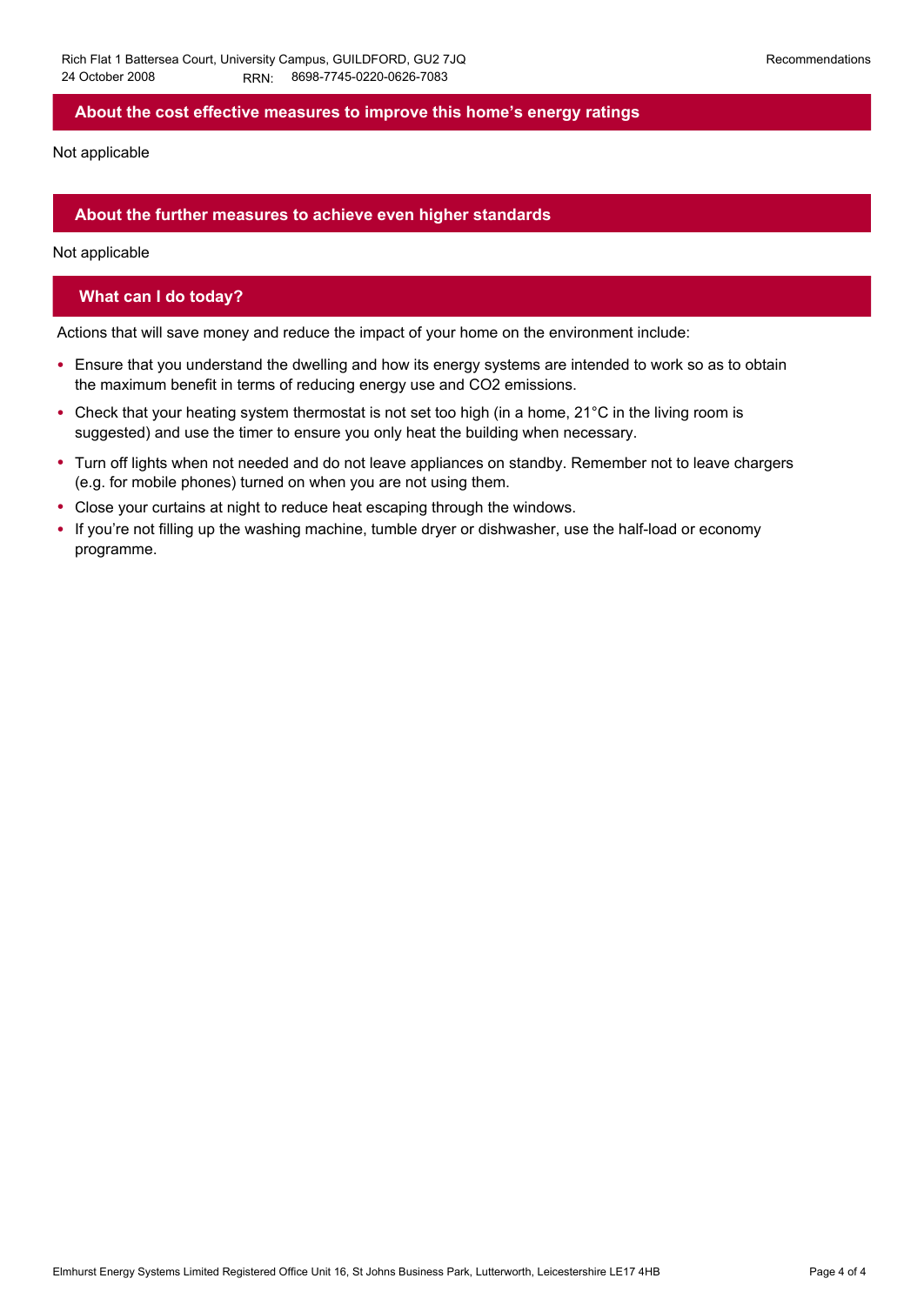## About the cost effective measures to improve this home's energy ratings

Not applicable

## About the further measures to achieve even higher standards

Not applicable

## What can I do today?

Actions that will save money and reduce the impact of your home on the environment include:

- Ensure that you understand the dwelling and how its energy systems are intended to work so as to obtain the maximum benefit in terms of reducing energy use and $CO_2$ emissions.
- Check that your heating system thermostat is not set too high (in a home, 21°C in the living room is suggested) and use the timer to ensure you only heat the building when necessary.
- Turn off lights when not needed and do not leave appliances on standby. Remember not to leave chargers (e.g. for mobile phones) turned on when you are not using them.
- Close your curtains at night to reduce heat escaping through the windows.
- If you're not filling up the washing machine, tumble dryer or dishwasher, use the half-load or economy programme.